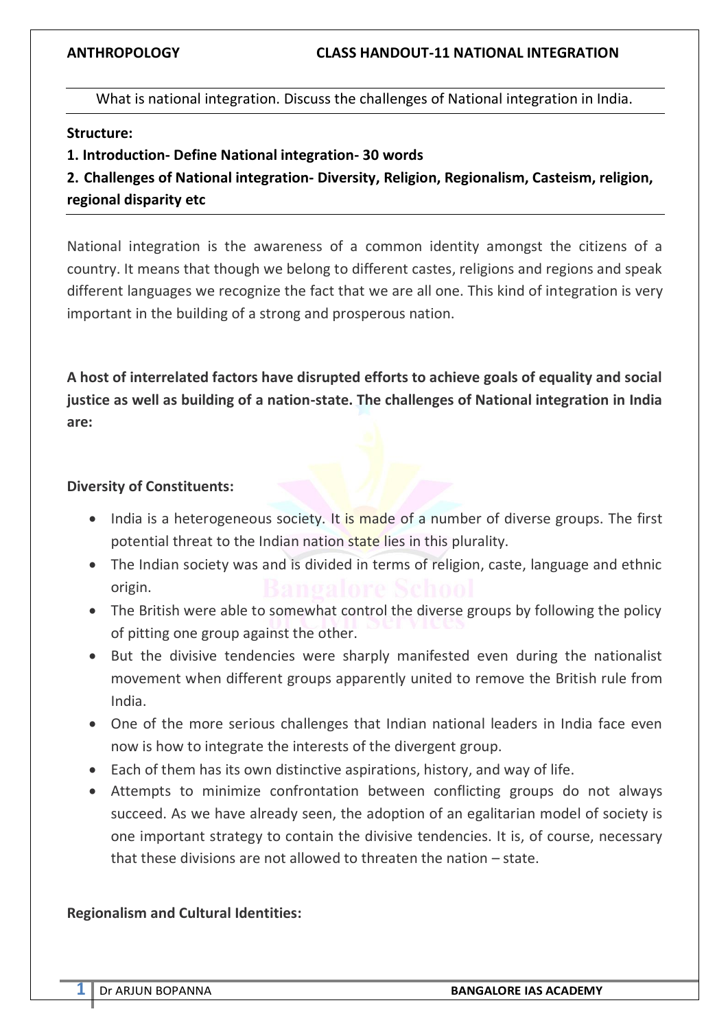**ANTHROPOLOGY CLASS HANDOUT-11 NATIONAL INTEGRATION**

What is national integration. Discuss the challenges of National integration in India.

**Structure:**

**1. Introduction- Define National integration- 30 words**

**2. Challenges of National integration- Diversity, Religion, Regionalism, Casteism, religion, regional disparity etc**

National integration is the awareness of a common identity amongst the citizens of a country. It means that though we belong to different castes, religions and regions and speak different languages we recognize the fact that we are all one. This kind of integration is very important in the building of a strong and prosperous nation.

**A host of interrelated factors have disrupted efforts to achieve goals of equality and social justice as well as building of a nation-state. The challenges of National integration in India are:**

**Diversity of Constituents:**

- India is a heterogeneous society. It is made of a number of diverse groups. The first potential threat to the Indian nation state lies in this plurality.
- The Indian society was and is divided in terms of religion, caste, language and ethnic origin.
- The British were able to somewhat control the diverse groups by following the policy of pitting one group against the other.
- But the divisive tendencies were sharply manifested even during the nationalist movement when different groups apparently united to remove the British rule from India.
- One of the more serious challenges that Indian national leaders in India face even now is how to integrate the interests of the divergent group.
- Each of them has its own distinctive aspirations, history, and way of life.
- Attempts to minimize confrontation between conflicting groups do not always succeed. As we have already seen, the adoption of an egalitarian model of society is one important strategy to contain the divisive tendencies. It is, of course, necessary that these divisions are not allowed to threaten the nation – state.

**Regionalism and Cultural Identities:**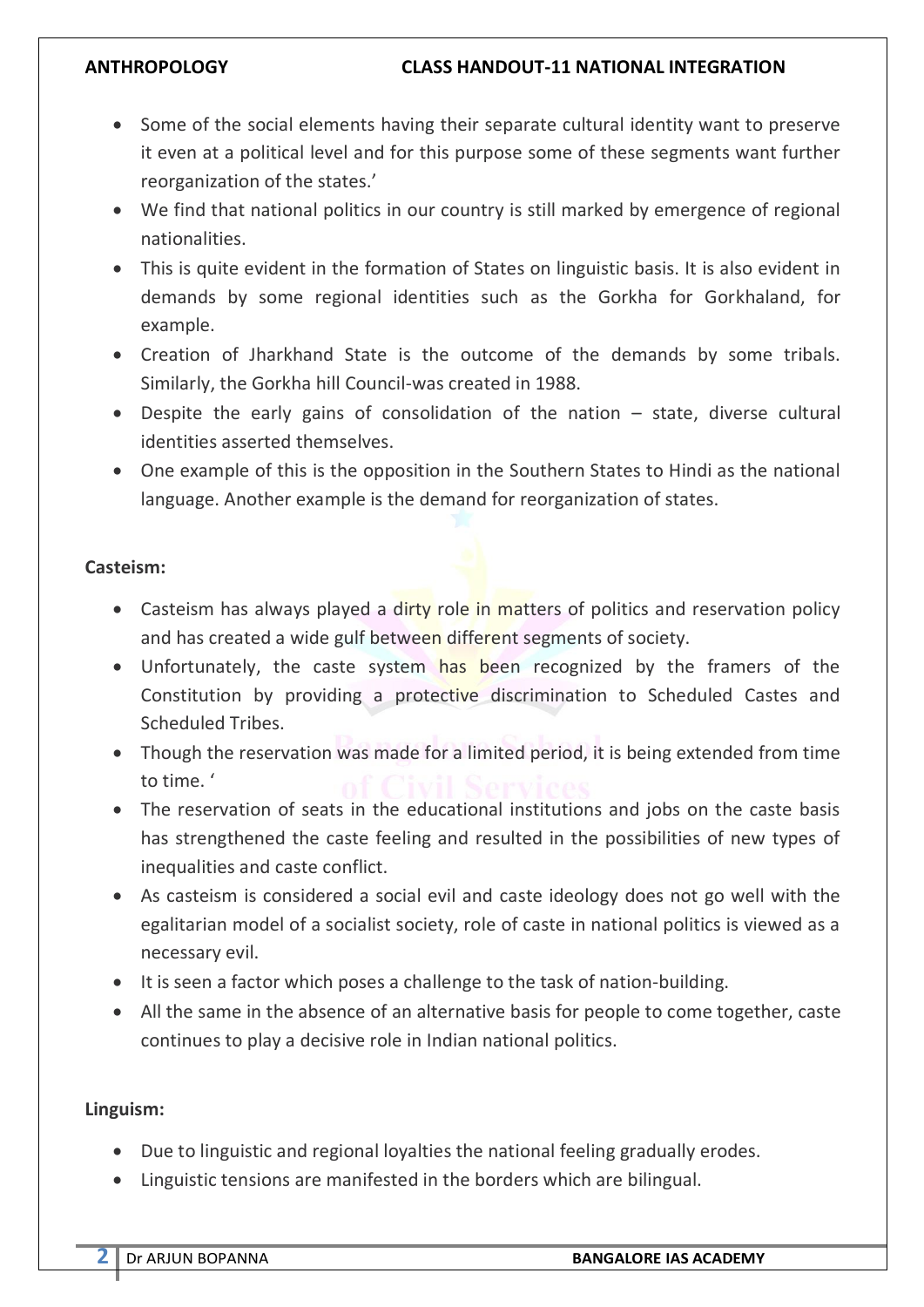- Some of the social elements having their separate cultural identity want to preserve it even at a political level and for this purpose some of these segments want further reorganization of the states.'
- We find that national politics in our country is still marked by emergence of regional nationalities.
- This is quite evident in the formation of States on linguistic basis. It is also evident in demands by some regional identities such as the Gorkha for Gorkhaland, for example.
- Creation of Jharkhand State is the outcome of the demands by some tribals. Similarly, the Gorkha hill Council-was created in 1988.
- Despite the early gains of consolidation of the nation – state, diverse cultural identities asserted themselves.
- One example of this is the opposition in the Southern States to Hindi as the national language. Another example is the demand for reorganization of states.

**Casteism:**

- Casteism has always played a dirty role in matters of politics and reservation policy and has created a wide gulf between different segments of society.
- Unfortunately, the caste system has been recognized by the framers of the Constitution by providing a protective discrimination to Scheduled Castes and Scheduled Tribes.
- Though the reservation was made for a limited period, it is being extended from time to time. '
- The reservation of seats in the educational institutions and jobs on the caste basis has strengthened the caste feeling and resulted in the possibilities of new types of inequalities and caste conflict.
- As casteism is considered a social evil and caste ideology does not go well with the egalitarian model of a socialist society, role of caste in national politics is viewed as a necessary evil.
- It is seen a factor which poses a challenge to the task of nation-building.
- All the same in the absence of an alternative basis for people to come together, caste continues to play a decisive role in Indian national politics.

**Linguism:**

- Due to linguistic and regional loyalties the national feeling gradually erodes.
- Linguistic tensions are manifested in the borders which are bilingual.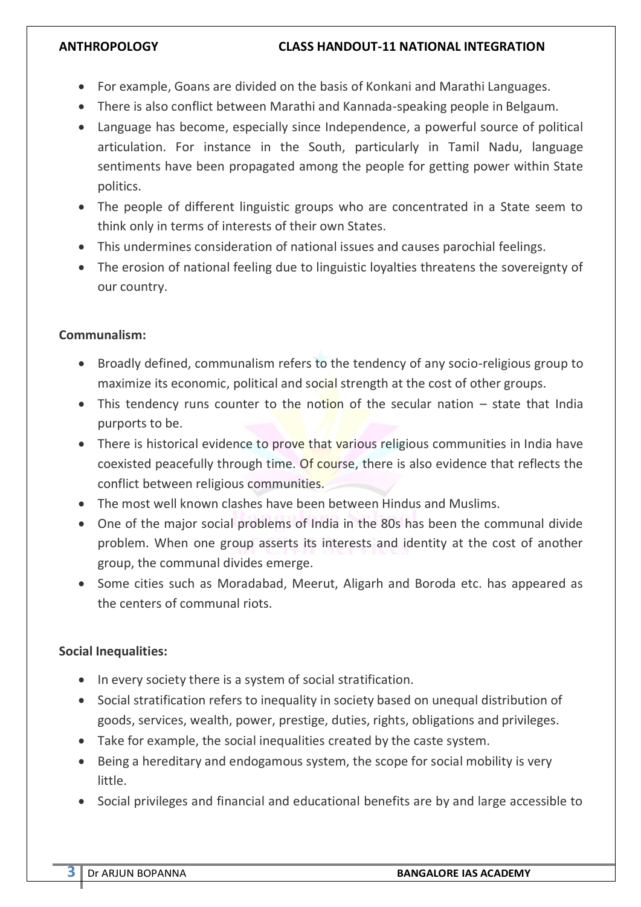- For example, Goans are divided on the basis of Konkani and Marathi Languages.
- There is also conflict between Marathi and Kannada-speaking people in Belgaum.
- Language has become, especially since Independence, a powerful source of political articulation. For instance in the South, particularly in Tamil Nadu, language sentiments have been propagated among the people for getting power within State politics.
- The people of different linguistic groups who are concentrated in a State seem to think only in terms of interests of their own States.
- This undermines consideration of national issues and causes parochial feelings.
- The erosion of national feeling due to linguistic loyalties threatens the sovereignty of our country.

**Communalism:**

- Broadly defined, communalism refers to the tendency of any socio-religious group to maximize its economic, political and social strength at the cost of other groups.
- This tendency runs counter to the notion of the secular nation – state that India purports to be.
- There is historical evidence to prove that various religious communities in India have coexisted peacefully through time. Of course, there is also evidence that reflects the conflict between religious communities.
- The most well known clashes have been between Hindus and Muslims.
- One of the major social problems of India in the 80s has been the communal divide problem. When one group asserts its interests and identity at the cost of another group, the communal divides emerge.
- Some cities such as Moradabad, Meerut, Aligarh and Boroda etc. has appeared as the centers of communal riots.

**Social Inequalities:**

- In every society there is a system of social stratification.
- Social stratification refers to inequality in society based on unequal distribution of goods, services, wealth, power, prestige, duties, rights, obligations and privileges.
- Take for example, the social inequalities created by the caste system.
- Being a hereditary and endogamous system, the scope for social mobility is very little.
- Social privileges and financial and educational benefits are by and large accessible to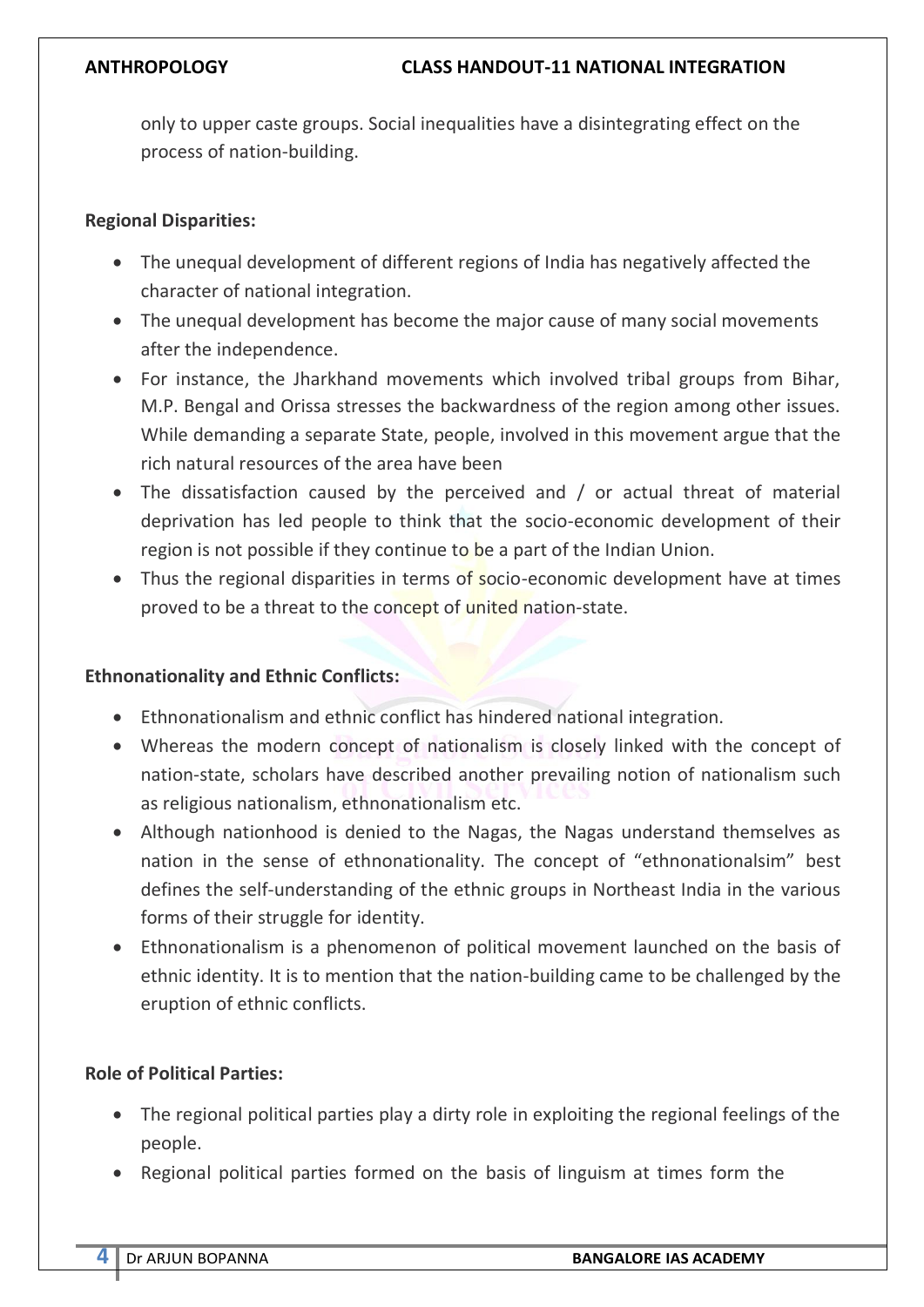only to upper caste groups. Social inequalities have a disintegrating effect on the process of nation-building.

**Regional Disparities:**

- The unequal development of different regions of India has negatively affected the character of national integration.
- The unequal development has become the major cause of many social movements after the independence.
- For instance, the Jharkhand movements which involved tribal groups from Bihar, M.P. Bengal and Orissa stresses the backwardness of the region among other issues. While demanding a separate State, people, involved in this movement argue that the rich natural resources of the area have been
- The dissatisfaction caused by the perceived and / or actual threat of material deprivation has led people to think that the socio-economic development of their region is not possible if they continue to be a part of the Indian Union.
- Thus the regional disparities in terms of socio-economic development have at times proved to be a threat to the concept of united nation-state.

**Ethnonationality and Ethnic Conflicts:**

- Ethnonationalism and ethnic conflict has hindered national integration.
- Whereas the modern concept of nationalism is closely linked with the concept of nation-state, scholars have described another prevailing notion of nationalism such as religious nationalism, ethnonationalism etc.
- Although nationhood is denied to the Nagas, the Nagas understand themselves as nation in the sense of ethnonationality. The concept of "ethnonationalsim" best defines the self-understanding of the ethnic groups in Northeast India in the various forms of their struggle for identity.
- Ethnonationalism is a phenomenon of political movement launched on the basis of ethnic identity. It is to mention that the nation-building came to be challenged by the eruption of ethnic conflicts.

**Role of Political Parties:**

- The regional political parties play a dirty role in exploiting the regional feelings of the people.
- Regional political parties formed on the basis of linguism at times form the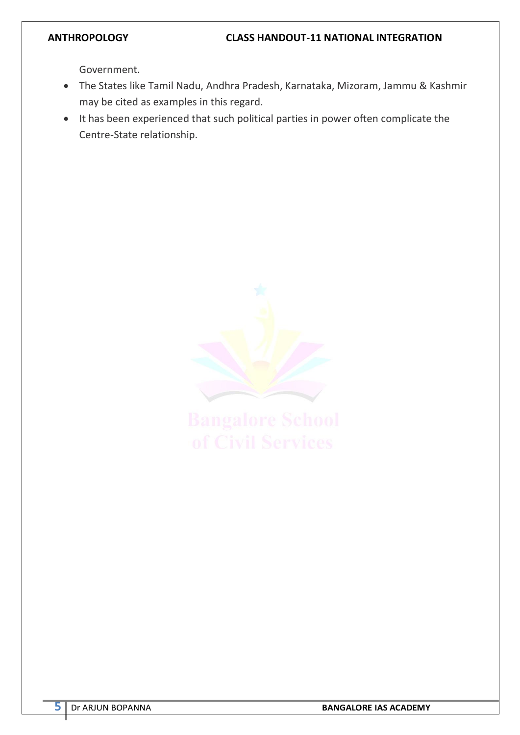Government.

- The States like Tamil Nadu, Andhra Pradesh, Karnataka, Mizoram, Jammu & Kashmir may be cited as examples in this regard.
- It has been experienced that such political parties in power often complicate the Centre-State relationship.